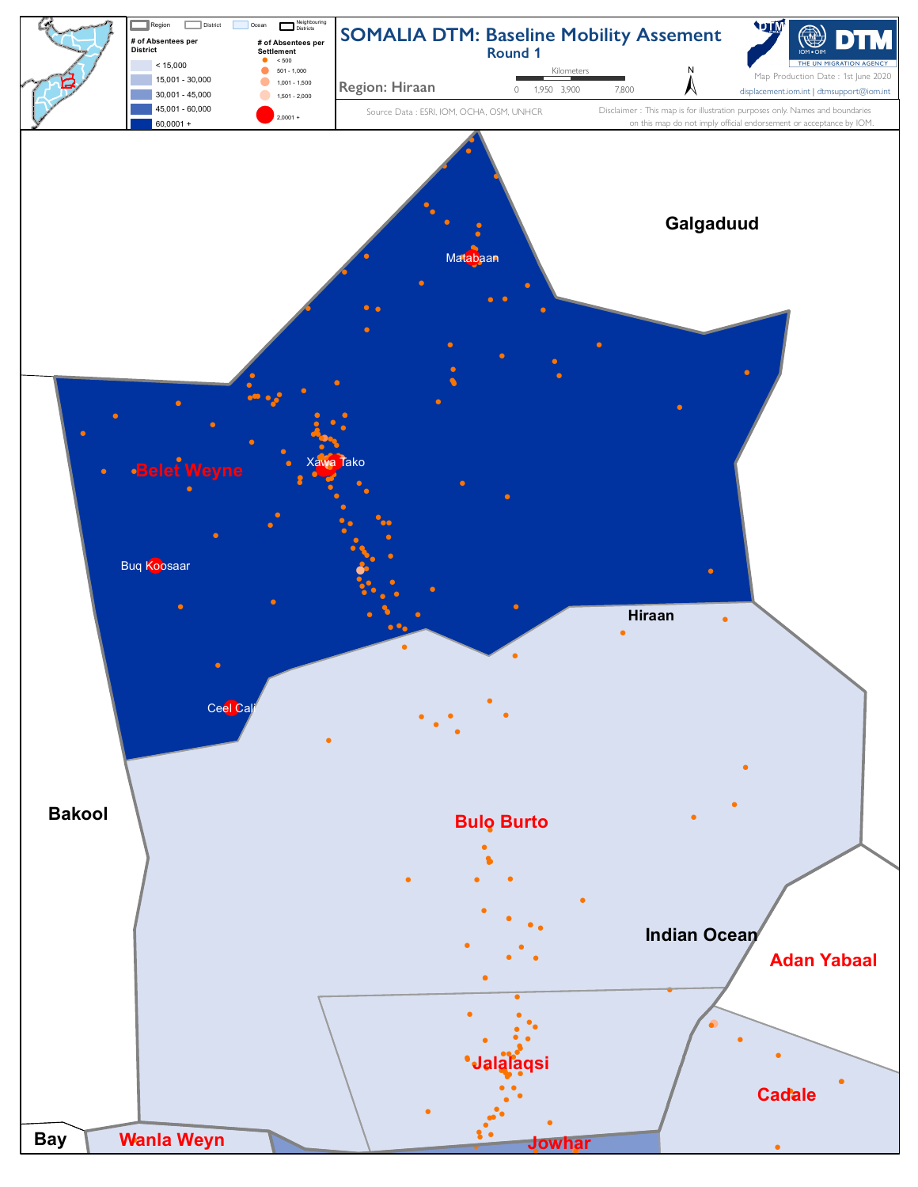# SOMALIA DTM: Baseline Mobility Assement

## Round 1

**Region: Hiraan**

Region | District | Ocean | Neighbouring Districts

**# of Absentees per District**

- < 15,000
- 15,001 - 30,000
- 30,001 - 45,000
- 45,001 - 60,000
- 60,0001 +

**# of Absentees per Settlement**

- < 500
- 501 - 1,000
- 1,001 - 1,500
- 1,501 - 2,000
- 2,0001 +

Kilometers: 0 1,950 3,900 7,800

N

Source Data : ESRI, IOM, OCHA, OSM, UNHCR

Map Production Date : 1st June 2020

displacement.iom.int | dtmsupport@iom.int

Disclaimer : This map is for illustration purposes only. Names and boundaries on this map do not imply official endorsement or acceptance by IOM.

DTM — IOM • OIM — THE UN MIGRATION AGENCY

Galgaduud
Matabaan
Belet Weyne
Xawa Tako
Buq Koosaar
Hiraan
Ceel Cali
Bakool
Bulo Burto
Indian Ocean
Adan Yabaal
Jalalaqsi
Cadale
Bay
Wanla Weyn
Jowhar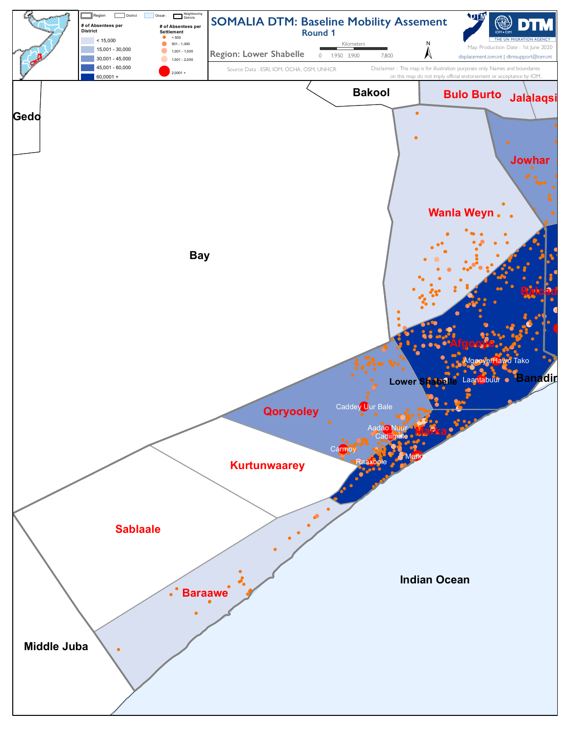# SOMALIA DTM: Baseline Mobility Assement

## Round 1

**Region: Lower Shabelle**

Map Production Date : 1st June 2020

displacement.iom.int | dtmsupport@iom.int

Source Data : ESRI, IOM, OCHA, OSM, UNHCR

Disclaimer : This map is for illustration purposes only. Names and boundaries on this map do not imply official endorsement or acceptance by IOM.

Kilometers: 0, 1,950, 3,900, 7,800

Legend: Region, District, Ocean, Neighbouring Districts

| # of Absentees per District |
|---|
| < 15,000 |
| 15,001 - 30,000 |
| 30,001 - 45,000 |
| 45,001 - 60,000 |
| 60,0001 + |

| # of Absentees per Settlement |
|---|
| < 500 |
| 501 - 1,000 |
| 1,001 - 1,500 |
| 1,501 - 2,000 |
| 2,0001 + |

Bakool, Bulo Burto, Jalalaqsi, Gedo, Jowhar, Wanla Weyn, Bay, Balcad, Afgooye, Afgooye/Hawo Tako, Lower Shabelle, Laantabuur, Banadir, Caddey Uur Bale, Qoryooley, Aadao Nuur, Cadiimale, Marka, Carmoy, Raaxoole, Kurtunwaarey, Sablaale, Baraawe, Indian Ocean, Middle Juba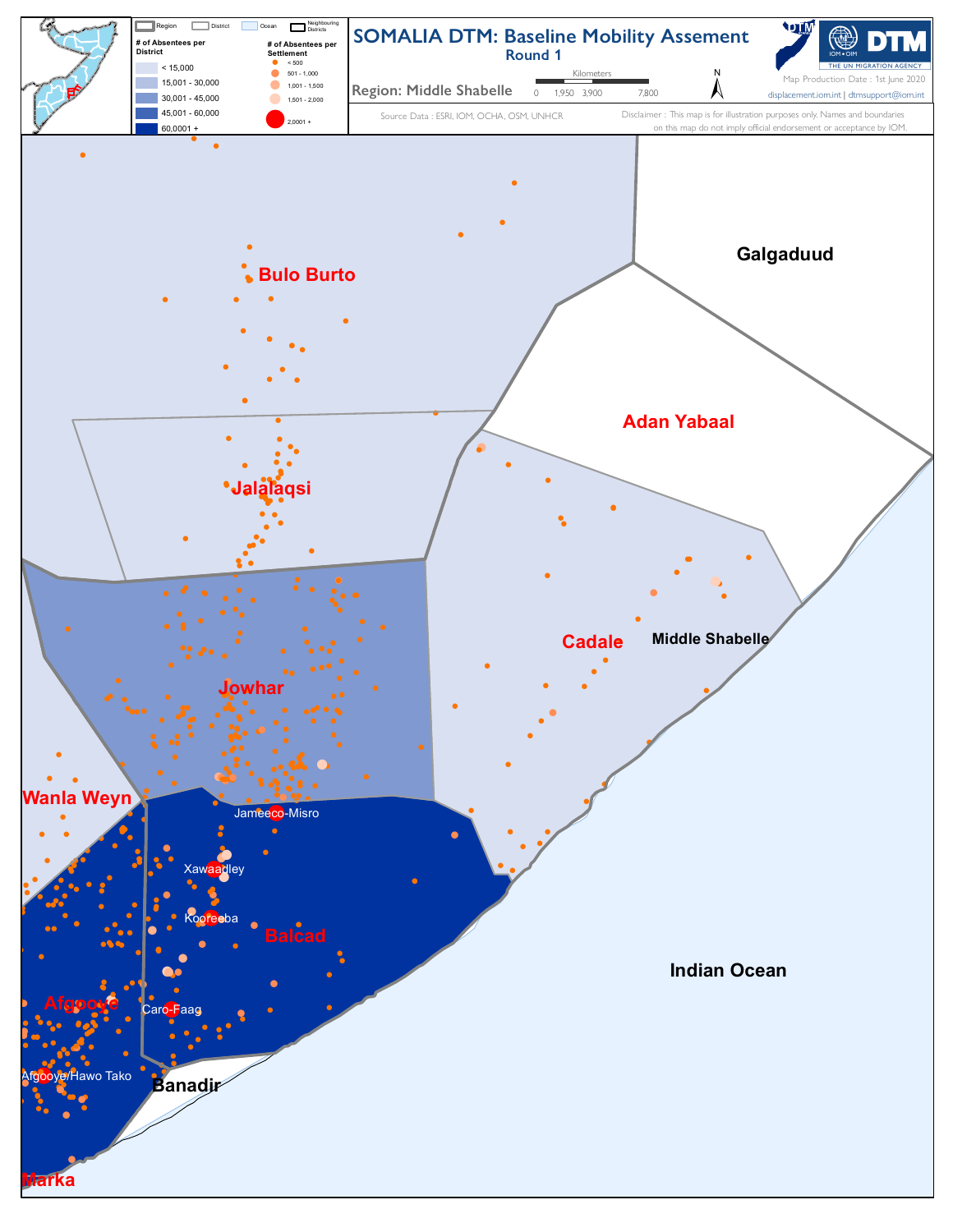# SOMALIA DTM: Baseline Mobility Assement

Round 1

Region: Middle Shabelle

Kilometers

0 1,950 3,900 7,800

N

Map Production Date : 1st June 2020

displacement.iom.int | dtmsupport@iom.int

Source Data : ESRI, IOM, OCHA, OSM, UNHCR

Disclaimer : This map is for illustration purposes only. Names and boundaries on this map do not imply official endorsement or acceptance by IOM.

Region

District

Ocean

Neighbouring Districts

# of Absentees per District

< 15,000

15,001 - 30,000

30,001 - 45,000

45,001 - 60,000

60,0001 +

# of Absentees per Settlement

< 500

501 - 1,000

1,001 - 1,500

1,501 - 2,000

2,0001 +

Galgaduud

Bulo Burto

Adan Yabaal

Jalalaqsi

Cadale

Middle Shabelle

Jowhar

Wanla Weyn

Jameeco-Misro

Xawaadley

Kooreeba

Balcad

Indian Ocean

Afgooye

Caro-Faag

Afgooye/Hawo Tako

Banadir

Marka